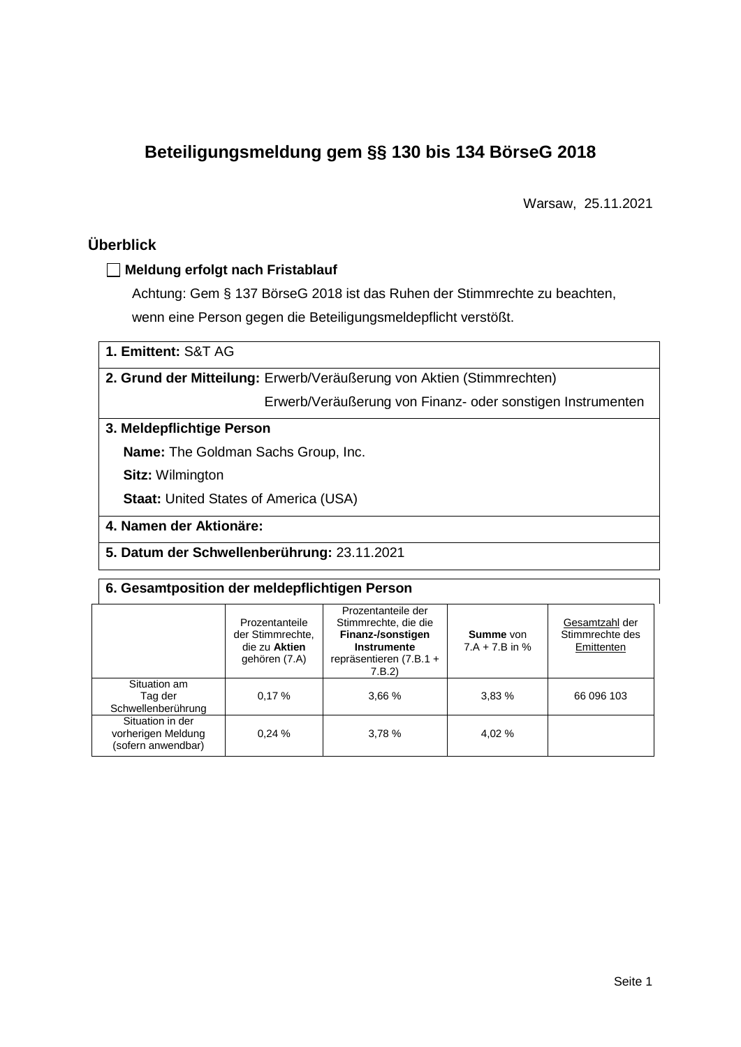# Beteiligungsmeldung gem §§ 130 bis 134 BörseG 2018

Warsaw, 25.11.2021

## Überblick

☐ **Meldung erfolgt nach Fristablauf**

Achtung: Gem § 137 BörseG 2018 ist das Ruhen der Stimmrechte zu beachten, wenn eine Person gegen die Beteiligungsmeldepflicht verstößt.

**1. Emittent:** S&T AG

**2. Grund der Mitteilung:** Erwerb/Veräußerung von Aktien (Stimmrechten)
Erwerb/Veräußerung von Finanz- oder sonstigen Instrumenten

**3. Meldepflichtige Person**

**Name:** The Goldman Sachs Group, Inc.

**Sitz:** Wilmington

**Staat:** United States of America (USA)

**4. Namen der Aktionäre:**

**5. Datum der Schwellenberührung:** 23.11.2021

**6. Gesamtposition der meldepflichtigen Person**

| | Prozentanteile der Stimmrechte, die zu **Aktien** gehören (7.A) | Prozentanteile der Stimmrechte, die die **Finanz-/sonstigen Instrumente** repräsentieren (7.B.1 + 7.B.2) | **Summe** von 7.A + 7.B in % | Gesamtzahl der Stimmrechte des Emittenten |
|---|---|---|---|---|
| Situation am Tag der Schwellenberührung | 0,17 % | 3,66 % | 3,83 % | 66 096 103 |
| Situation in der vorherigen Meldung (sofern anwendbar) | 0,24 % | 3,78 % | 4,02 % | |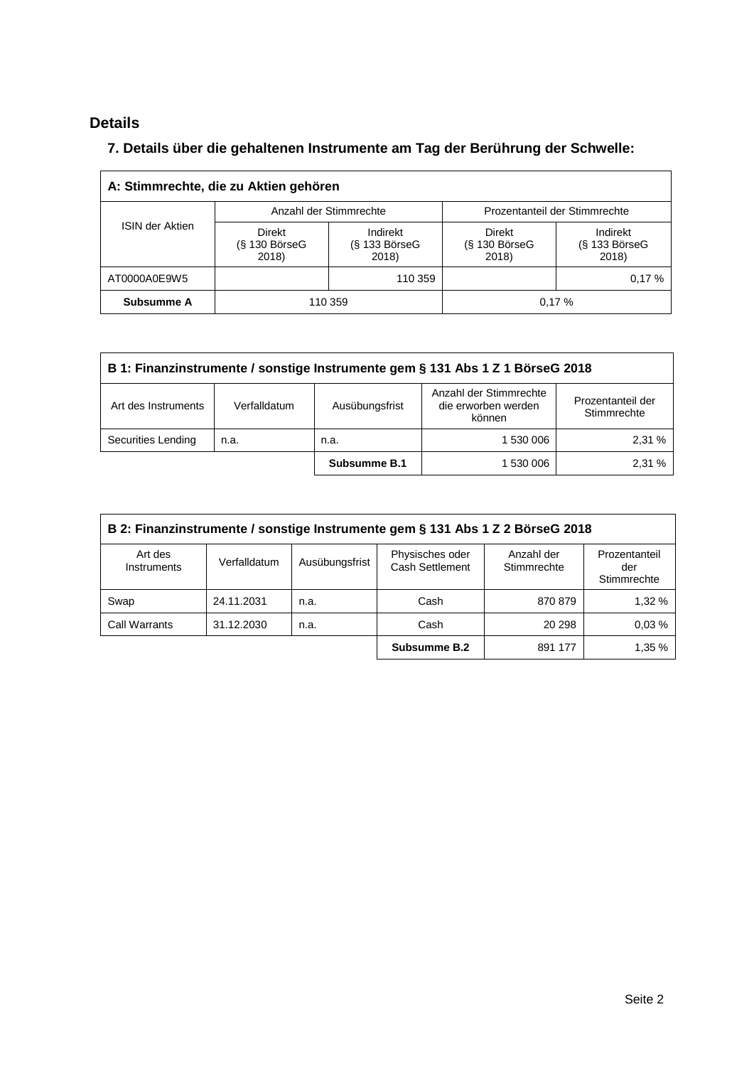## Details

### 7. Details über die gehaltenen Instrumente am Tag der Berührung der Schwelle:

| A: Stimmrechte, die zu Aktien gehören | | | | |
|---|---|---|---|---|
| ISIN der Aktien | Anzahl der Stimmrechte | | Prozentanteil der Stimmrechte | |
| | Direkt (§ 130 BörseG 2018) | Indirekt (§ 133 BörseG 2018) | Direkt (§ 130 BörseG 2018) | Indirekt (§ 133 BörseG 2018) |
| AT0000A0E9W5 | | 110 359 | | 0,17 % |
| **Subsumme A** | 110 359 | | 0,17 % | |

| B 1: Finanzinstrumente / sonstige Instrumente gem § 131 Abs 1 Z 1 BörseG 2018 | | | | |
|---|---|---|---|---|
| Art des Instruments | Verfalldatum | Ausübungsfrist | Anzahl der Stimmrechte die erworben werden können | Prozentanteil der Stimmrechte |
| Securities Lending | n.a. | n.a. | 1 530 006 | 2,31 % |
| | | **Subsumme B.1** | 1 530 006 | 2,31 % |

| B 2: Finanzinstrumente / sonstige Instrumente gem § 131 Abs 1 Z 2 BörseG 2018 | | | | | |
|---|---|---|---|---|---|
| Art des Instruments | Verfalldatum | Ausübungsfrist | Physisches oder Cash Settlement | Anzahl der Stimmrechte | Prozentanteil der Stimmrechte |
| Swap | 24.11.2031 | n.a. | Cash | 870 879 | 1,32 % |
| Call Warrants | 31.12.2030 | n.a. | Cash | 20 298 | 0,03 % |
| | | | **Subsumme B.2** | 891 177 | 1,35 % |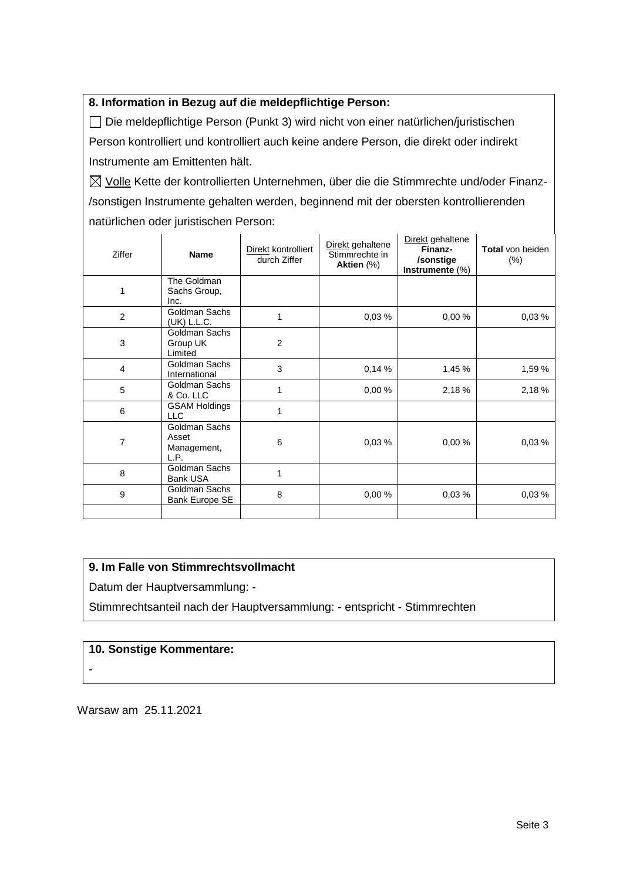### 8. Information in Bezug auf die meldepflichtige Person:

☐ Die meldepflichtige Person (Punkt 3) wird nicht von einer natürlichen/juristischen Person kontrolliert und kontrolliert auch keine andere Person, die direkt oder indirekt Instrumente am Emittenten hält.

☒ Volle Kette der kontrollierten Unternehmen, über die die Stimmrechte und/oder Finanz-/sonstigen Instrumente gehalten werden, beginnend mit der obersten kontrollierenden natürlichen oder juristischen Person:

| Ziffer | **Name** | Direkt kontrolliert durch Ziffer | Direkt gehaltene Stimmrechte in **Aktien** (%) | Direkt gehaltene **Finanz-/sonstige Instrumente** (%) | **Total** von beiden (%) |
|---|---|---|---|---|---|
| 1 | The Goldman Sachs Group, Inc. | | | | |
| 2 | Goldman Sachs (UK) L.L.C. | 1 | 0,03 % | 0,00 % | 0,03 % |
| 3 | Goldman Sachs Group UK Limited | 2 | | | |
| 4 | Goldman Sachs International | 3 | 0,14 % | 1,45 % | 1,59 % |
| 5 | Goldman Sachs & Co. LLC | 1 | 0,00 % | 2,18 % | 2,18 % |
| 6 | GSAM Holdings LLC | 1 | | | |
| 7 | Goldman Sachs Asset Management, L.P. | 6 | 0,03 % | 0,00 % | 0,03 % |
| 8 | Goldman Sachs Bank USA | 1 | | | |
| 9 | Goldman Sachs Bank Europe SE | 8 | 0,00 % | 0,03 % | 0,03 % |
| | | | | | |

### 9. Im Falle von Stimmrechtsvollmacht

Datum der Hauptversammlung: -

Stimmrechtsanteil nach der Hauptversammlung: - entspricht - Stimmrechten

### 10. Sonstige Kommentare:

-

Warsaw am 25.11.2021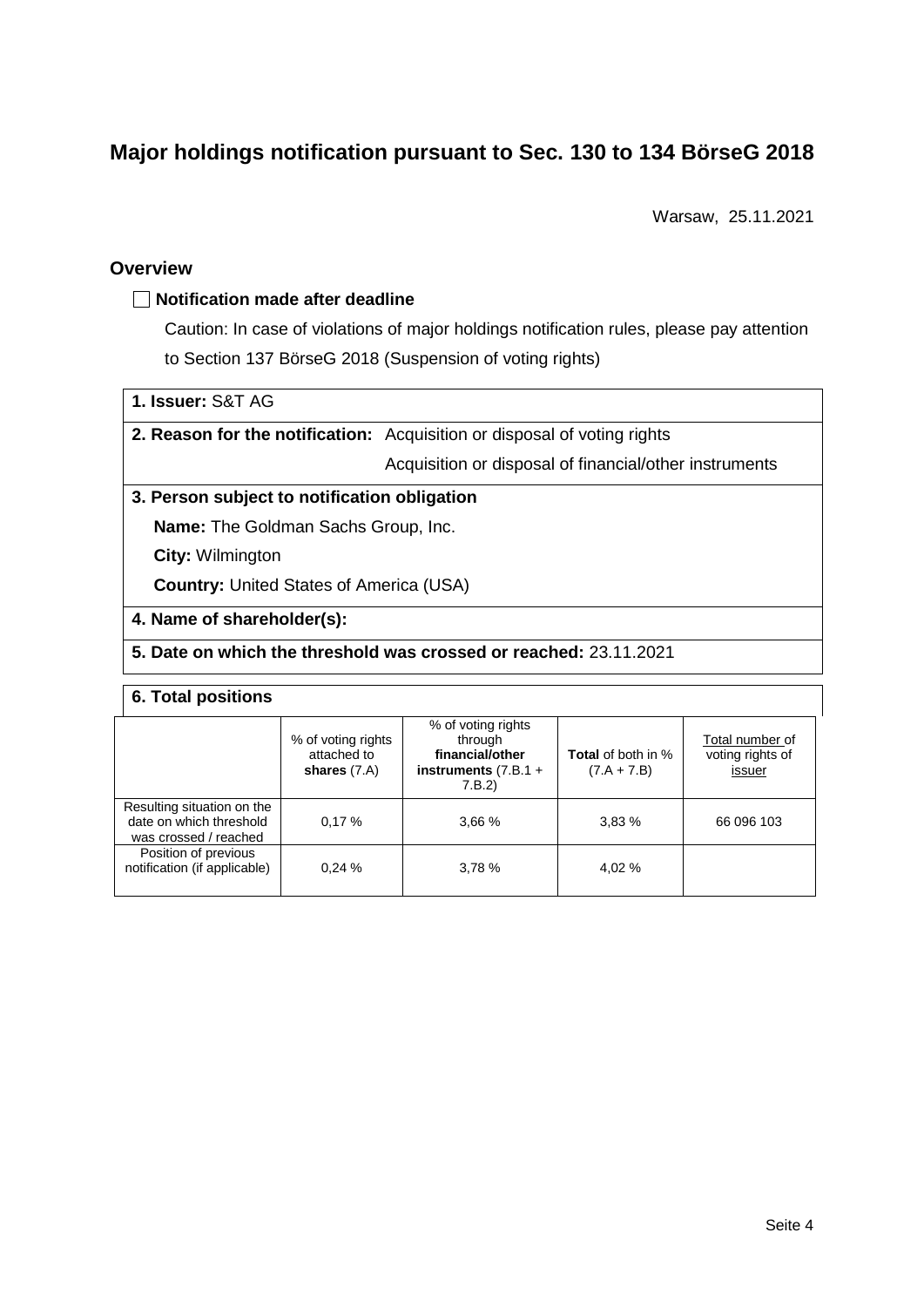# Major holdings notification pursuant to Sec. 130 to 134 BörseG 2018

Warsaw, 25.11.2021

## Overview

☐ **Notification made after deadline**

Caution: In case of violations of major holdings notification rules, please pay attention to Section 137 BörseG 2018 (Suspension of voting rights)

**1. Issuer:** S&T AG

**2. Reason for the notification:** Acquisition or disposal of voting rights

Acquisition or disposal of financial/other instruments

**3. Person subject to notification obligation**

**Name:** The Goldman Sachs Group, Inc.

**City:** Wilmington

**Country:** United States of America (USA)

**4. Name of shareholder(s):**

**5. Date on which the threshold was crossed or reached:** 23.11.2021

**6. Total positions**

| | % of voting rights attached to **shares** (7.A) | % of voting rights through **financial/other instruments** (7.B.1 + 7.B.2) | **Total** of both in % (7.A + 7.B) | Total number of voting rights of issuer |
|---|---|---|---|---|
| Resulting situation on the date on which threshold was crossed / reached | 0,17 % | 3,66 % | 3,83 % | 66 096 103 |
| Position of previous notification (if applicable) | 0,24 % | 3,78 % | 4,02 % | |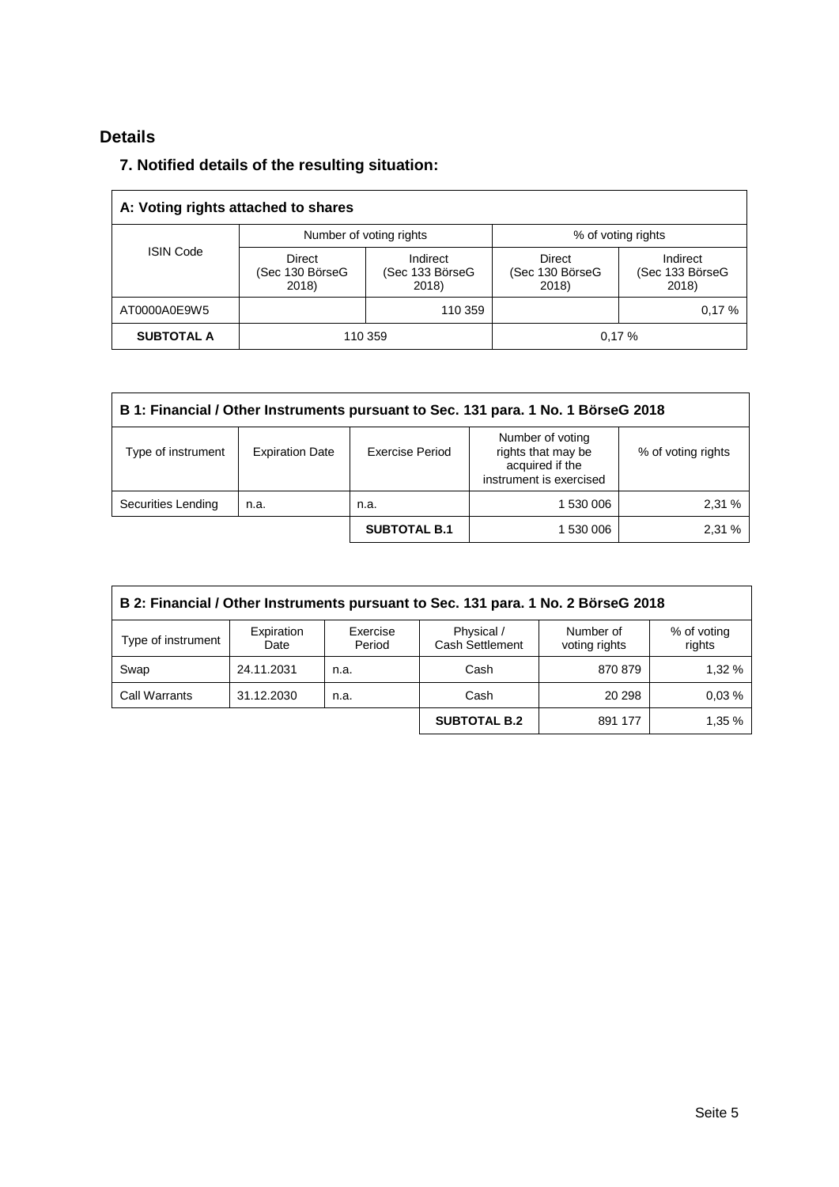## Details

### 7. Notified details of the resulting situation:

| A: Voting rights attached to shares | | | | |
|---|---|---|---|---|
| ISIN Code | Number of voting rights | | % of voting rights | |
| | Direct (Sec 130 BörseG 2018) | Indirect (Sec 133 BörseG 2018) | Direct (Sec 130 BörseG 2018) | Indirect (Sec 133 BörseG 2018) |
| AT0000A0E9W5 | | 110 359 | | 0,17 % |
| **SUBTOTAL A** | 110 359 | | 0,17 % | |

| B 1: Financial / Other Instruments pursuant to Sec. 131 para. 1 No. 1 BörseG 2018 | | | | |
|---|---|---|---|---|
| Type of instrument | Expiration Date | Exercise Period | Number of voting rights that may be acquired if the instrument is exercised | % of voting rights |
| Securities Lending | n.a. | n.a. | 1 530 006 | 2,31 % |
| | | **SUBTOTAL B.1** | 1 530 006 | 2,31 % |

| B 2: Financial / Other Instruments pursuant to Sec. 131 para. 1 No. 2 BörseG 2018 | | | | | |
|---|---|---|---|---|---|
| Type of instrument | Expiration Date | Exercise Period | Physical / Cash Settlement | Number of voting rights | % of voting rights |
| Swap | 24.11.2031 | n.a. | Cash | 870 879 | 1,32 % |
| Call Warrants | 31.12.2030 | n.a. | Cash | 20 298 | 0,03 % |
| | | | **SUBTOTAL B.2** | 891 177 | 1,35 % |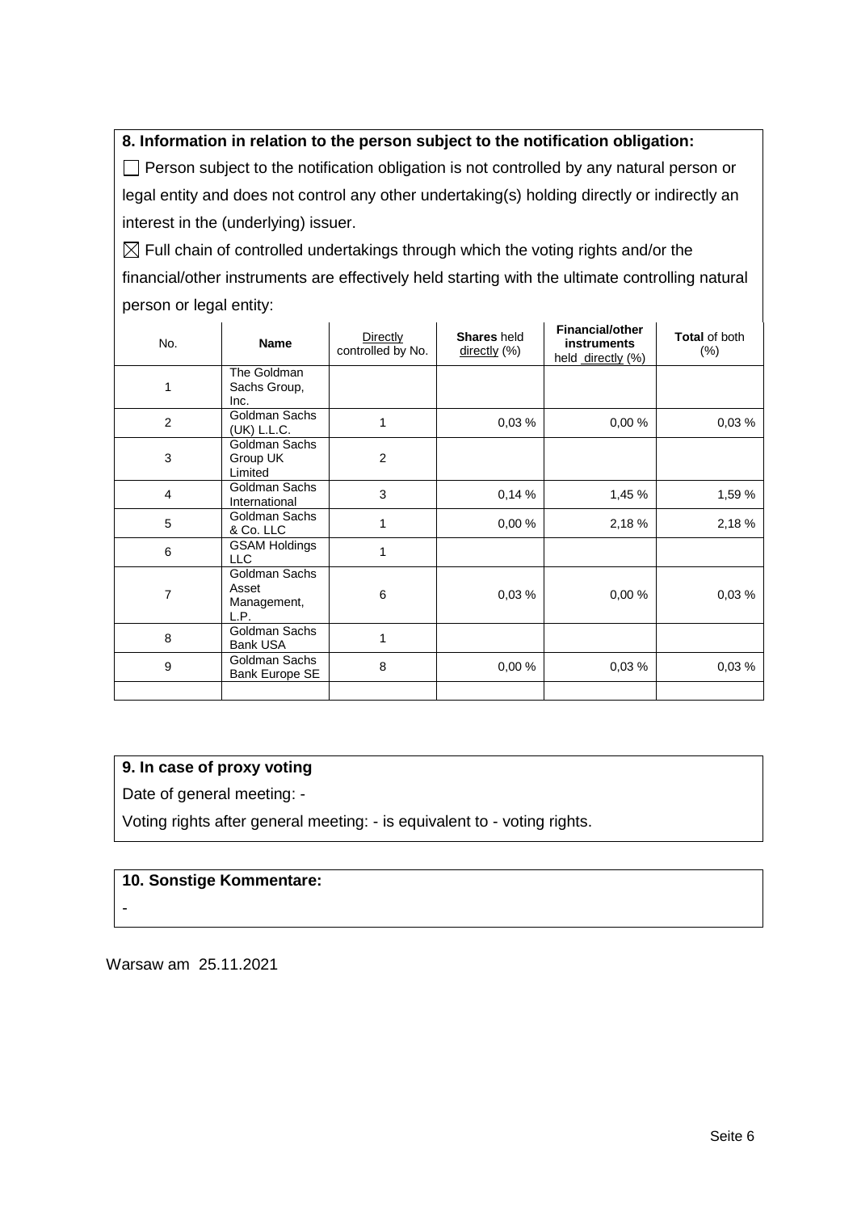**8. Information in relation to the person subject to the notification obligation:**

☐ Person subject to the notification obligation is not controlled by any natural person or legal entity and does not control any other undertaking(s) holding directly or indirectly an interest in the (underlying) issuer.

☒ Full chain of controlled undertakings through which the voting rights and/or the financial/other instruments are effectively held starting with the ultimate controlling natural person or legal entity:

| No. | Name | Directly controlled by No. | **Shares** held directly (%) | **Financial/other instruments** held directly (%) | **Total** of both (%) |
|---|---|---|---|---|---|
| 1 | The Goldman Sachs Group, Inc. | | | | |
| 2 | Goldman Sachs (UK) L.L.C. | 1 | 0,03 % | 0,00 % | 0,03 % |
| 3 | Goldman Sachs Group UK Limited | 2 | | | |
| 4 | Goldman Sachs International | 3 | 0,14 % | 1,45 % | 1,59 % |
| 5 | Goldman Sachs & Co. LLC | 1 | 0,00 % | 2,18 % | 2,18 % |
| 6 | GSAM Holdings LLC | 1 | | | |
| 7 | Goldman Sachs Asset Management, L.P. | 6 | 0,03 % | 0,00 % | 0,03 % |
| 8 | Goldman Sachs Bank USA | 1 | | | |
| 9 | Goldman Sachs Bank Europe SE | 8 | 0,00 % | 0,03 % | 0,03 % |
| | | | | | |

**9. In case of proxy voting**

Date of general meeting: -

Voting rights after general meeting: - is equivalent to - voting rights.

**10. Sonstige Kommentare:**

-

Warsaw am 25.11.2021